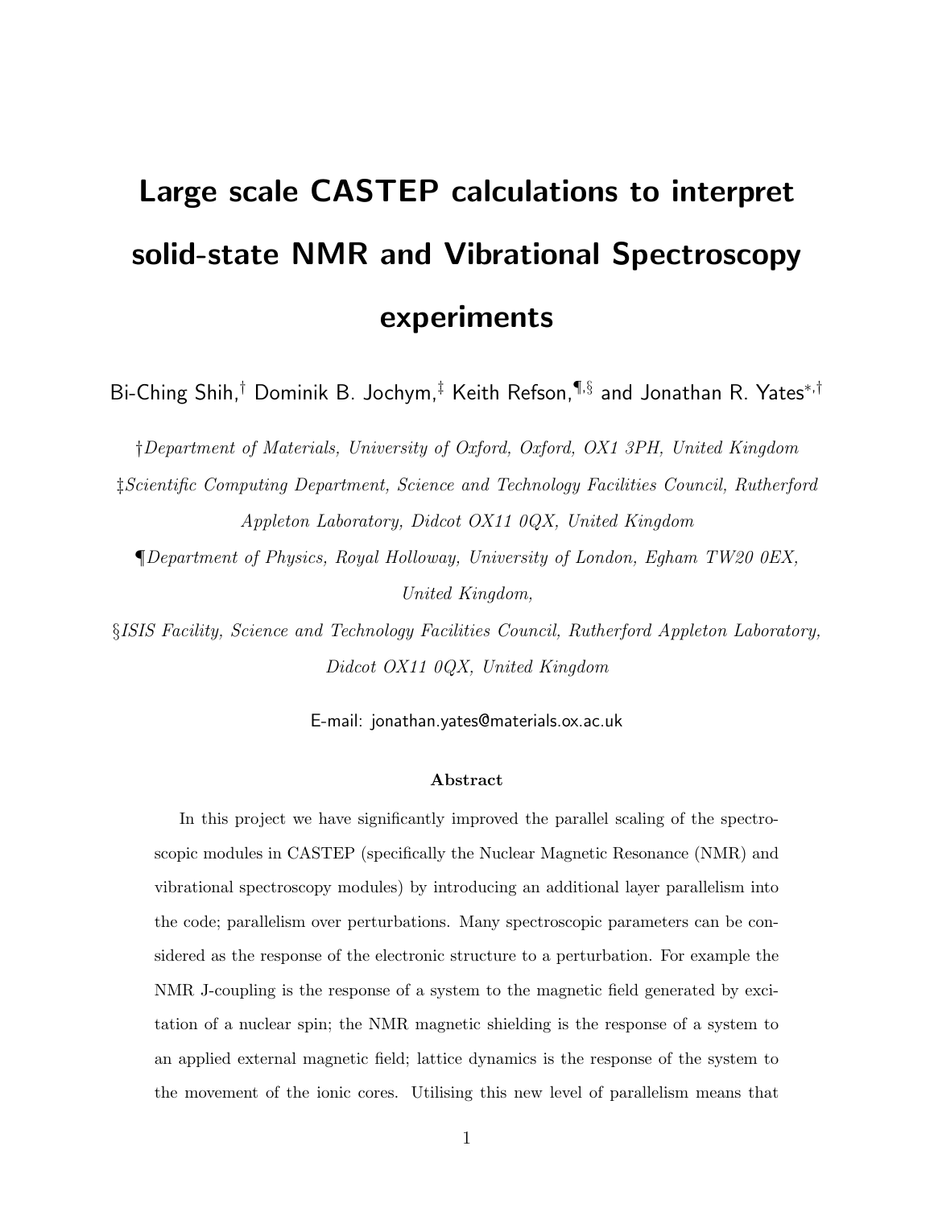# Large scale CASTEP calculations to interpret solid-state NMR and Vibrational Spectroscopy experiments

Bi-Ching Shih,[†] Dominik B. Jochym,[‡] Keith Refson,[¶,§] and Jonathan R. Yates[*,†]

[†]*Department of Materials, University of Oxford, Oxford, OX1 3PH, United Kingdom*

[‡]*Scientific Computing Department, Science and Technology Facilities Council, Rutherford Appleton Laboratory, Didcot OX11 0QX, United Kingdom*

[¶]*Department of Physics, Royal Holloway, University of London, Egham TW20 0EX, United Kingdom,*

[§]*ISIS Facility, Science and Technology Facilities Council, Rutherford Appleton Laboratory, Didcot OX11 0QX, United Kingdom*

E-mail: jonathan.yates@materials.ox.ac.uk

## Abstract

In this project we have significantly improved the parallel scaling of the spectroscopic modules in CASTEP (specifically the Nuclear Magnetic Resonance (NMR) and vibrational spectroscopy modules) by introducing an additional layer parallelism into the code; parallelism over perturbations. Many spectroscopic parameters can be considered as the response of the electronic structure to a perturbation. For example the NMR J-coupling is the response of a system to the magnetic field generated by excitation of a nuclear spin; the NMR magnetic shielding is the response of a system to an applied external magnetic field; lattice dynamics is the response of the system to the movement of the ionic cores. Utilising this new level of parallelism means that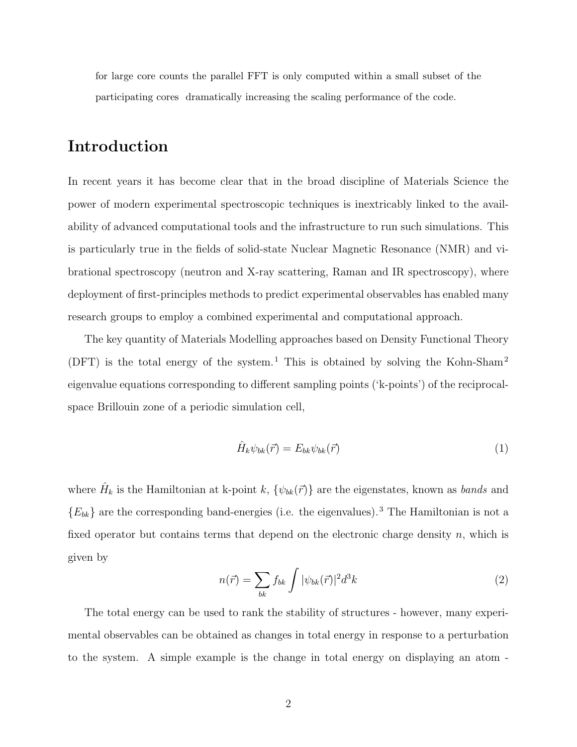for large core counts the parallel FFT is only computed within a small subset of the participating cores dramatically increasing the scaling performance of the code.

## Introduction

In recent years it has become clear that in the broad discipline of Materials Science the power of modern experimental spectroscopic techniques is inextricably linked to the availability of advanced computational tools and the infrastructure to run such simulations. This is particularly true in the fields of solid-state Nuclear Magnetic Resonance (NMR) and vibrational spectroscopy (neutron and X-ray scattering, Raman and IR spectroscopy), where deployment of first-principles methods to predict experimental observables has enabled many research groups to employ a combined experimental and computational approach.

The key quantity of Materials Modelling approaches based on Density Functional Theory (DFT) is the total energy of the system.[1] This is obtained by solving the Kohn-Sham[2] eigenvalue equations corresponding to different sampling points ('k-points') of the reciprocal-space Brillouin zone of a periodic simulation cell,

$$\hat{H}_k \psi_{bk}(\vec{r}) = E_{bk} \psi_{bk}(\vec{r}) \tag{1}$$

where $\hat{H}_k$ is the Hamiltonian at k-point $k$, $\{\psi_{bk}(\vec{r})\}$ are the eigenstates, known as *bands* and $\{E_{bk}\}$ are the corresponding band-energies (i.e. the eigenvalues).[3] The Hamiltonian is not a fixed operator but contains terms that depend on the electronic charge density $n$, which is given by

$$n(\vec{r}) = \sum_{bk} f_{bk} \int |\psi_{bk}(\vec{r})|^2 d^3k \tag{2}$$

The total energy can be used to rank the stability of structures - however, many experimental observables can be obtained as changes in total energy in response to a perturbation to the system. A simple example is the change in total energy on displaying an atom -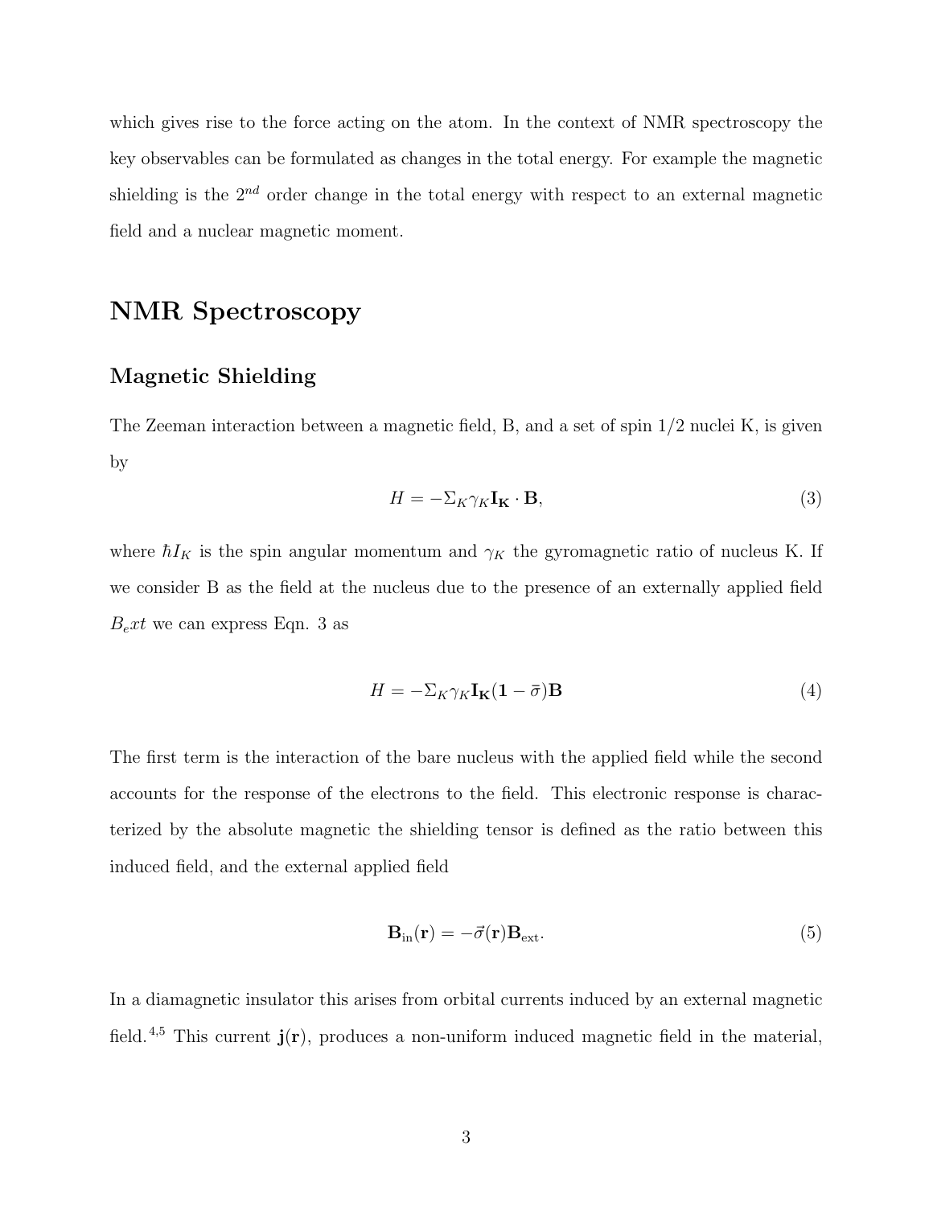which gives rise to the force acting on the atom. In the context of NMR spectroscopy the key observables can be formulated as changes in the total energy. For example the magnetic shielding is the $2^{nd}$ order change in the total energy with respect to an external magnetic field and a nuclear magnetic moment.

## NMR Spectroscopy

### Magnetic Shielding

The Zeeman interaction between a magnetic field, B, and a set of spin 1/2 nuclei K, is given by

$$H = -\Sigma_K \gamma_K \mathbf{I_K} \cdot \mathbf{B}, \tag{3}$$

where $\hbar I_K$ is the spin angular momentum and $\gamma_K$ the gyromagnetic ratio of nucleus K. If we consider B as the field at the nucleus due to the presence of an externally applied field $B_ext$ we can express Eqn. 3 as

$$H = -\Sigma_K \gamma_K \mathbf{I_K}(\mathbf{1} - \bar{\sigma})\mathbf{B} \tag{4}$$

The first term is the interaction of the bare nucleus with the applied field while the second accounts for the response of the electrons to the field. This electronic response is characterized by the absolute magnetic the shielding tensor is defined as the ratio between this induced field, and the external applied field

$$\mathbf{B}_{\text{in}}(\mathbf{r}) = -\vec{\sigma}(\mathbf{r})\mathbf{B}_{\text{ext}}. \tag{5}$$

In a diamagnetic insulator this arises from orbital currents induced by an external magnetic field.[4,5] This current $\mathbf{j}(\mathbf{r})$, produces a non-uniform induced magnetic field in the material,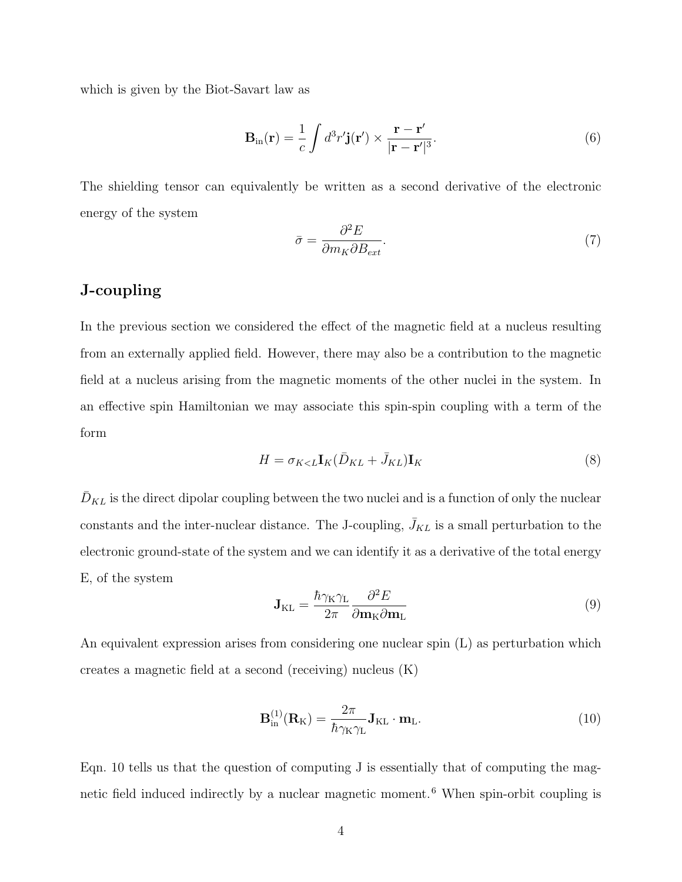which is given by the Biot-Savart law as

$$\mathbf{B}_{\text{in}}(\mathbf{r}) = \frac{1}{c}\int d^3r'\mathbf{j}(\mathbf{r}') \times \frac{\mathbf{r}-\mathbf{r}'}{|\mathbf{r}-\mathbf{r}'|^3}. \tag{6}$$

The shielding tensor can equivalently be written as a second derivative of the electronic energy of the system

$$\bar{\sigma} = \frac{\partial^2 E}{\partial m_K \partial B_{ext}}. \tag{7}$$

## J-coupling

In the previous section we considered the effect of the magnetic field at a nucleus resulting from an externally applied field. However, there may also be a contribution to the magnetic field at a nucleus arising from the magnetic moments of the other nuclei in the system. In an effective spin Hamiltonian we may associate this spin-spin coupling with a term of the form

$$H = \sigma_{K<L}\mathbf{I}_K(\bar{D}_{KL} + \bar{J}_{KL})\mathbf{I}_K \tag{8}$$

$\bar{D}_{KL}$ is the direct dipolar coupling between the two nuclei and is a function of only the nuclear constants and the inter-nuclear distance. The J-coupling, $\bar{J}_{KL}$ is a small perturbation to the electronic ground-state of the system and we can identify it as a derivative of the total energy E, of the system

$$\mathbf{J}_{\text{KL}} = \frac{\hbar\gamma_{\text{K}}\gamma_{\text{L}}}{2\pi}\frac{\partial^2 E}{\partial \mathbf{m}_{\text{K}}\partial \mathbf{m}_{\text{L}}} \tag{9}$$

An equivalent expression arises from considering one nuclear spin (L) as perturbation which creates a magnetic field at a second (receiving) nucleus (K)

$$\mathbf{B}_{\text{in}}^{(1)}(\mathbf{R}_{\text{K}}) = \frac{2\pi}{\hbar\gamma_{\text{K}}\gamma_{\text{L}}}\mathbf{J}_{\text{KL}} \cdot \mathbf{m}_{\text{L}}. \tag{10}$$

Eqn. 10 tells us that the question of computing J is essentially that of computing the magnetic field induced indirectly by a nuclear magnetic moment.[6] When spin-orbit coupling is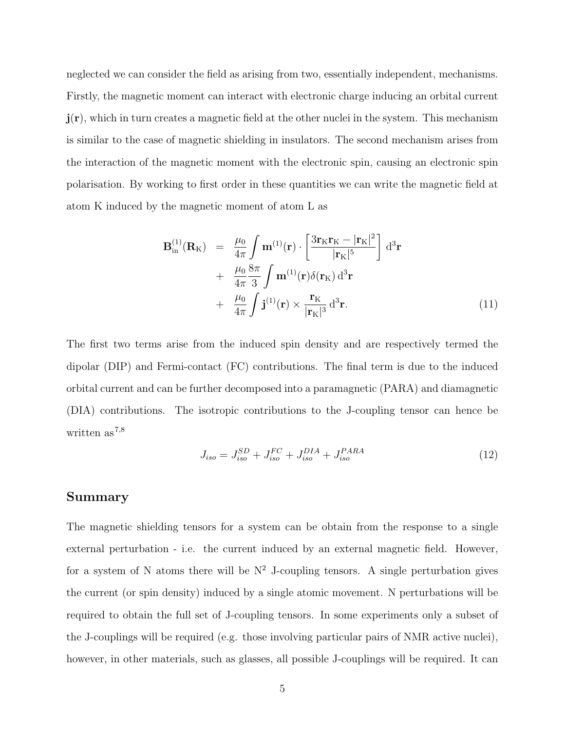neglected we can consider the field as arising from two, essentially independent, mechanisms. Firstly, the magnetic moment can interact with electronic charge inducing an orbital current $\mathbf{j}(\mathbf{r})$, which in turn creates a magnetic field at the other nuclei in the system. This mechanism is similar to the case of magnetic shielding in insulators. The second mechanism arises from the interaction of the magnetic moment with the electronic spin, causing an electronic spin polarisation. By working to first order in these quantities we can write the magnetic field at atom K induced by the magnetic moment of atom L as

$$
\begin{aligned}
\mathbf{B}_{\text{in}}^{(1)}(\mathbf{R}_{\text{K}}) &= \frac{\mu_0}{4\pi}\int \mathbf{m}^{(1)}(\mathbf{r}) \cdot \left[\frac{3\mathbf{r}_{\text{K}}\mathbf{r}_{\text{K}} - |\mathbf{r}_{\text{K}}|^2}{|\mathbf{r}_{\text{K}}|^5}\right] \mathrm{d}^3\mathbf{r} \\
&+ \frac{\mu_0}{4\pi}\frac{8\pi}{3}\int \mathbf{m}^{(1)}(\mathbf{r})\delta(\mathbf{r}_{\text{K}})\,\mathrm{d}^3\mathbf{r} \\
&+ \frac{\mu_0}{4\pi}\int \mathbf{j}^{(1)}(\mathbf{r}) \times \frac{\mathbf{r}_{\text{K}}}{|\mathbf{r}_{\text{K}}|^3}\,\mathrm{d}^3\mathbf{r}. \qquad (11)
\end{aligned}
$$

The first two terms arise from the induced spin density and are respectively termed the dipolar (DIP) and Fermi-contact (FC) contributions. The final term is due to the induced orbital current and can be further decomposed into a paramagnetic (PARA) and diamagnetic (DIA) contributions. The isotropic contributions to the J-coupling tensor can hence be written as[7,8]

$$
J_{iso} = J_{iso}^{SD} + J_{iso}^{FC} + J_{iso}^{DIA} + J_{iso}^{PARA} \qquad (12)
$$

## Summary

The magnetic shielding tensors for a system can be obtain from the response to a single external perturbation - i.e. the current induced by an external magnetic field. However, for a system of N atoms there will be $N^2$ J-coupling tensors. A single perturbation gives the current (or spin density) induced by a single atomic movement. N perturbations will be required to obtain the full set of J-coupling tensors. In some experiments only a subset of the J-couplings will be required (e.g. those involving particular pairs of NMR active nuclei), however, in other materials, such as glasses, all possible J-couplings will be required. It can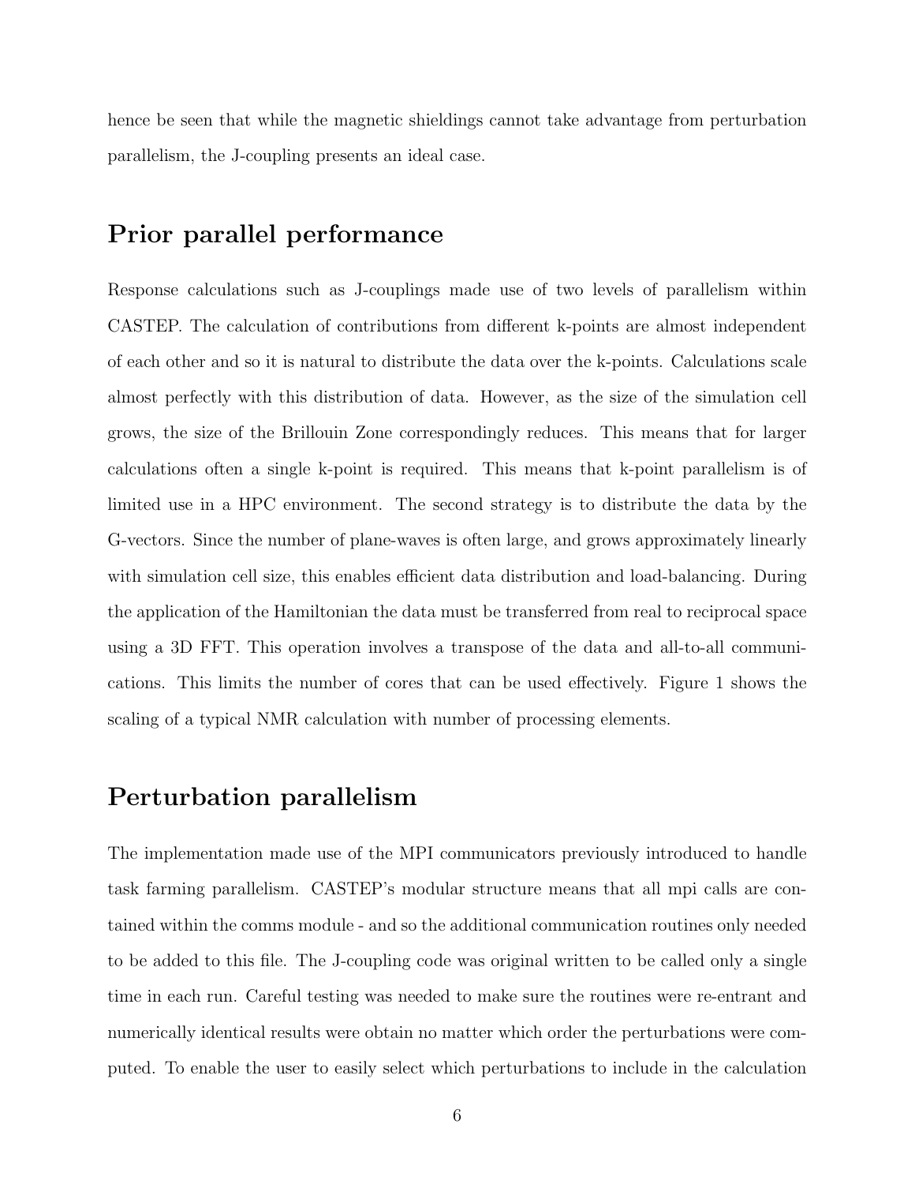hence be seen that while the magnetic shieldings cannot take advantage from perturbation parallelism, the J-coupling presents an ideal case.

## Prior parallel performance

Response calculations such as J-couplings made use of two levels of parallelism within CASTEP. The calculation of contributions from different k-points are almost independent of each other and so it is natural to distribute the data over the k-points. Calculations scale almost perfectly with this distribution of data. However, as the size of the simulation cell grows, the size of the Brillouin Zone correspondingly reduces. This means that for larger calculations often a single k-point is required. This means that k-point parallelism is of limited use in a HPC environment. The second strategy is to distribute the data by the G-vectors. Since the number of plane-waves is often large, and grows approximately linearly with simulation cell size, this enables efficient data distribution and load-balancing. During the application of the Hamiltonian the data must be transferred from real to reciprocal space using a 3D FFT. This operation involves a transpose of the data and all-to-all communications. This limits the number of cores that can be used effectively. Figure 1 shows the scaling of a typical NMR calculation with number of processing elements.

## Perturbation parallelism

The implementation made use of the MPI communicators previously introduced to handle task farming parallelism. CASTEP's modular structure means that all mpi calls are contained within the comms module - and so the additional communication routines only needed to be added to this file. The J-coupling code was original written to be called only a single time in each run. Careful testing was needed to make sure the routines were re-entrant and numerically identical results were obtain no matter which order the perturbations were computed. To enable the user to easily select which perturbations to include in the calculation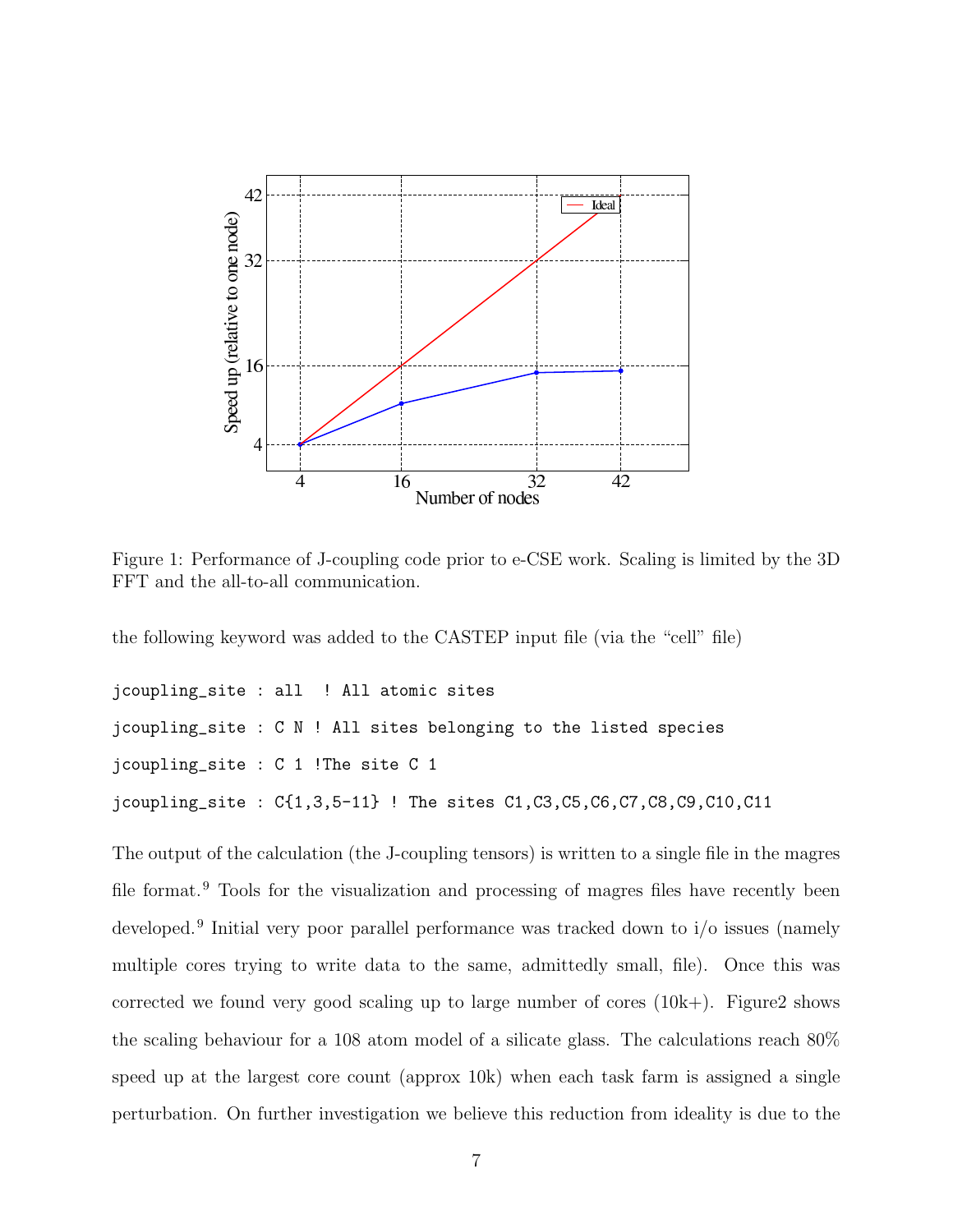Figure 1: Performance of J-coupling code prior to e-CSE work. Scaling is limited by the 3D FFT and the all-to-all communication.

the following keyword was added to the CASTEP input file (via the "cell" file)

```
jcoupling_site : all  ! All atomic sites

jcoupling_site : C N ! All sites belonging to the listed species

jcoupling_site : C 1 !The site C 1

jcoupling_site : C{1,3,5-11} ! The sites C1,C3,C5,C6,C7,C8,C9,C10,C11
```

The output of the calculation (the J-coupling tensors) is written to a single file in the magres file format.[9] Tools for the visualization and processing of magres files have recently been developed.[9] Initial very poor parallel performance was tracked down to i/o issues (namely multiple cores trying to write data to the same, admittedly small, file). Once this was corrected we found very good scaling up to large number of cores (10k+). Figure2 shows the scaling behaviour for a 108 atom model of a silicate glass. The calculations reach 80% speed up at the largest core count (approx 10k) when each task farm is assigned a single perturbation. On further investigation we believe this reduction from ideality is due to the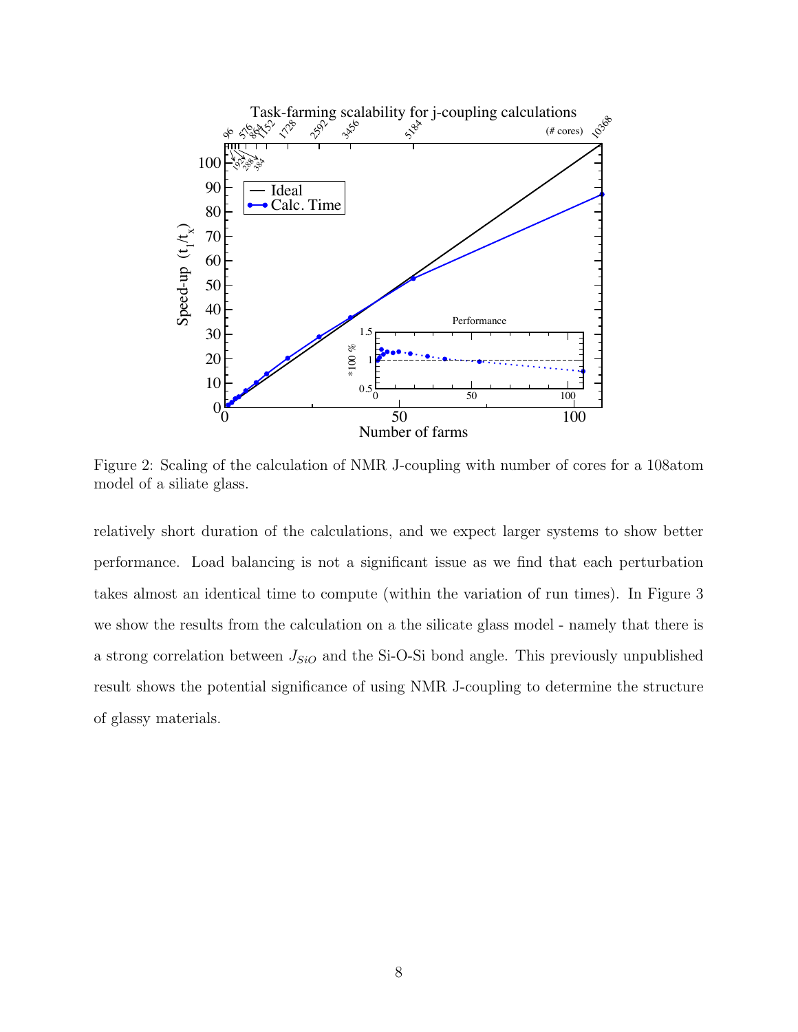Figure 2: Scaling of the calculation of NMR J-coupling with number of cores for a 108atom model of a siliate glass.

relatively short duration of the calculations, and we expect larger systems to show better performance. Load balancing is not a significant issue as we find that each perturbation takes almost an identical time to compute (within the variation of run times). In Figure 3 we show the results from the calculation on a the silicate glass model - namely that there is a strong correlation between $J_{SiO}$ and the Si-O-Si bond angle. This previously unpublished result shows the potential significance of using NMR J-coupling to determine the structure of glassy materials.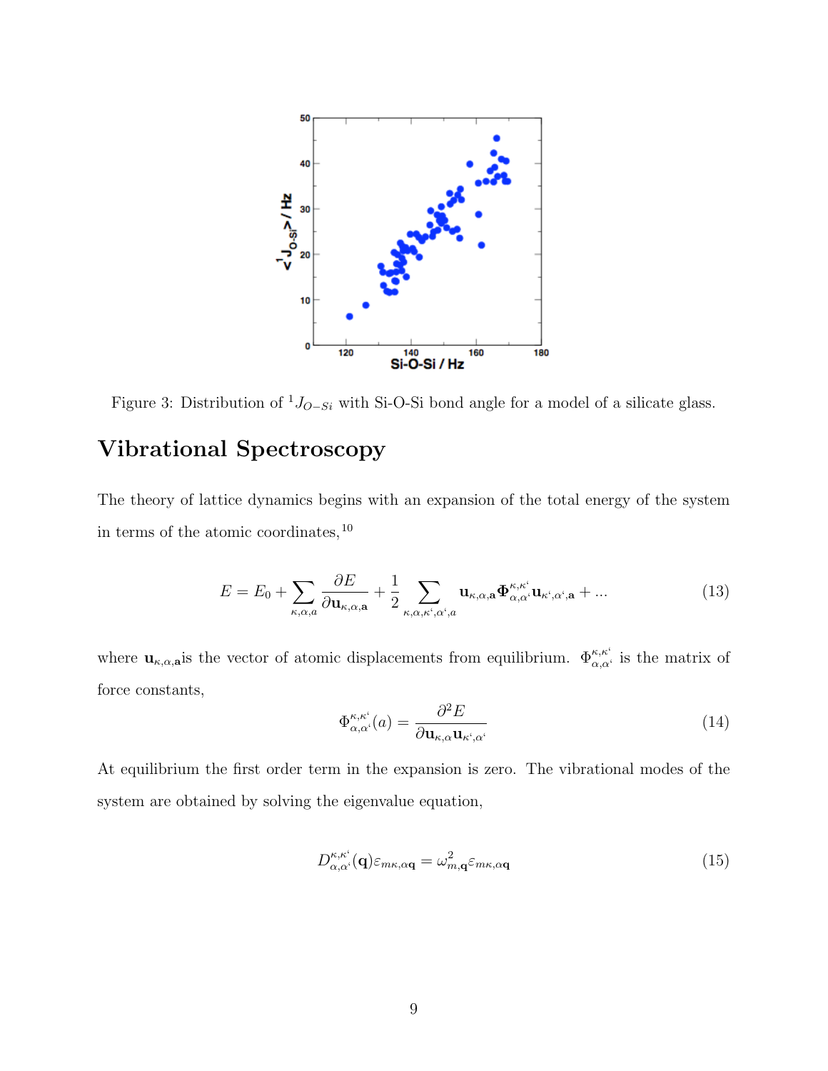Figure 3: Distribution of ${}^{1}J_{O-Si}$ with Si-O-Si bond angle for a model of a silicate glass.

## Vibrational Spectroscopy

The theory of lattice dynamics begins with an expansion of the total energy of the system in terms of the atomic coordinates,[10]

$$E = E_0 + \sum_{\kappa,\alpha,a} \frac{\partial E}{\partial \mathbf{u}_{\kappa,\alpha,\mathbf{a}}} + \frac{1}{2} \sum_{\kappa,\alpha,\kappa',\alpha',a} \mathbf{u}_{\kappa,\alpha,\mathbf{a}} \mathbf{\Phi}^{\kappa,\kappa'}_{\alpha,\alpha'} \mathbf{u}_{\kappa',\alpha',\mathbf{a}} + ... \tag{13}$$

where $\mathbf{u}_{\kappa,\alpha,\mathbf{a}}$is the vector of atomic displacements from equilibrium. $\Phi^{\kappa,\kappa'}_{\alpha,\alpha'}$ is the matrix of force constants,

$$\Phi^{\kappa,\kappa'}_{\alpha,\alpha'}(a) = \frac{\partial^2 E}{\partial \mathbf{u}_{\kappa,\alpha} \mathbf{u}_{\kappa',\alpha'}} \tag{14}$$

At equilibrium the first order term in the expansion is zero. The vibrational modes of the system are obtained by solving the eigenvalue equation,

$$D^{\kappa,\kappa'}_{\alpha,\alpha'}(\mathbf{q}) \varepsilon_{m\kappa,\alpha\mathbf{q}} = \omega^2_{m,\mathbf{q}} \varepsilon_{m\kappa,\alpha\mathbf{q}} \tag{15}$$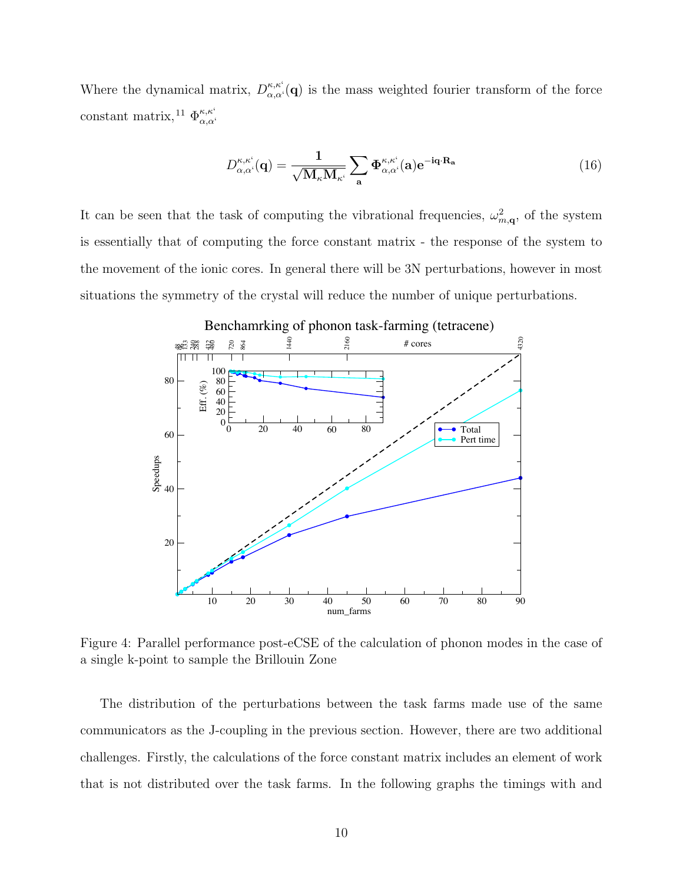Where the dynamical matrix, $D^{\kappa,\kappa'}_{\alpha,\alpha'}(\mathbf{q})$ is the mass weighted fourier transform of the force constant matrix,[11] $\Phi^{\kappa,\kappa'}_{\alpha,\alpha'}$

$$D^{\kappa,\kappa'}_{\alpha,\alpha'}(\mathbf{q}) = \frac{\mathbf{1}}{\sqrt{\mathbf{M}_\kappa \mathbf{M}_{\kappa'}}} \sum_{\mathbf{a}} \mathbf{\Phi}^{\kappa,\kappa'}_{\alpha,\alpha'}(\mathbf{a}) \mathbf{e}^{-\mathbf{i}\mathbf{q}\cdot\mathbf{R}_\mathbf{a}} \tag{16}$$

It can be seen that the task of computing the vibrational frequencies, $\omega^2_{m,\mathbf{q}}$, of the system is essentially that of computing the force constant matrix - the response of the system to the movement of the ionic cores. In general there will be 3N perturbations, however in most situations the symmetry of the crystal will reduce the number of unique perturbations.

Figure 4: Parallel performance post-eCSE of the calculation of phonon modes in the case of a single k-point to sample the Brillouin Zone

The distribution of the perturbations between the task farms made use of the same communicators as the J-coupling in the previous section. However, there are two additional challenges. Firstly, the calculations of the force constant matrix includes an element of work that is not distributed over the task farms. In the following graphs the timings with and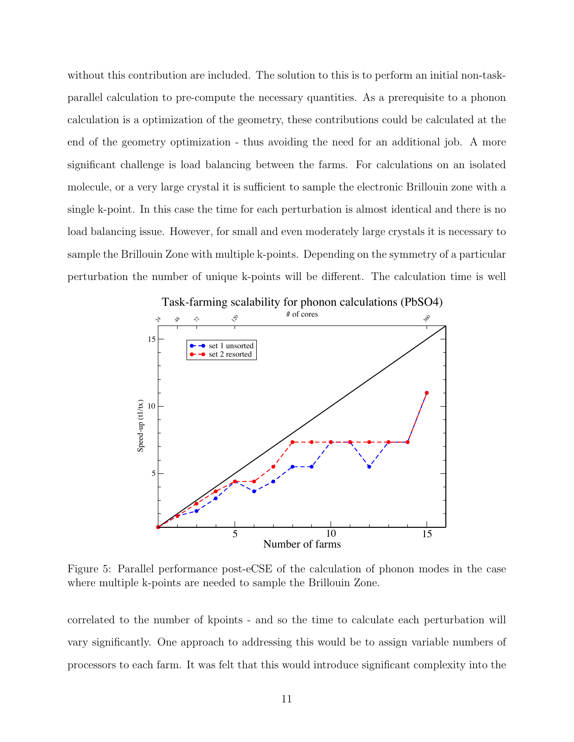without this contribution are included. The solution to this is to perform an initial non-task-parallel calculation to pre-compute the necessary quantities. As a prerequisite to a phonon calculation is a optimization of the geometry, these contributions could be calculated at the end of the geometry optimization - thus avoiding the need for an additional job. A more significant challenge is load balancing between the farms. For calculations on an isolated molecule, or a very large crystal it is sufficient to sample the electronic Brillouin zone with a single k-point. In this case the time for each perturbation is almost identical and there is no load balancing issue. However, for small and even moderately large crystals it is necessary to sample the Brillouin Zone with multiple k-points. Depending on the symmetry of a particular perturbation the number of unique k-points will be different. The calculation time is well

Figure 5: Parallel performance post-eCSE of the calculation of phonon modes in the case where multiple k-points are needed to sample the Brillouin Zone.

correlated to the number of kpoints - and so the time to calculate each perturbation will vary significantly. One approach to addressing this would be to assign variable numbers of processors to each farm. It was felt that this would introduce significant complexity into the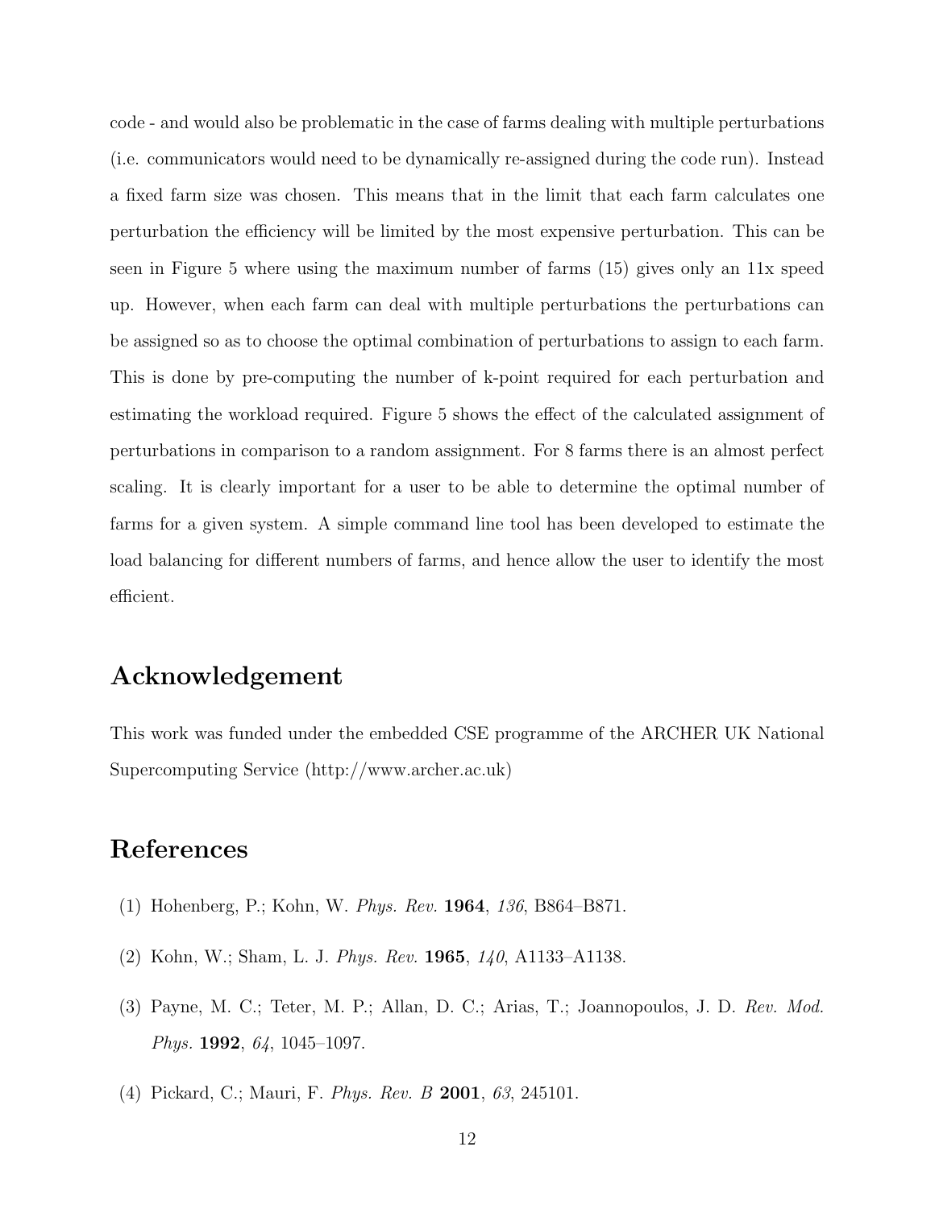code - and would also be problematic in the case of farms dealing with multiple perturbations (i.e. communicators would need to be dynamically re-assigned during the code run). Instead a fixed farm size was chosen. This means that in the limit that each farm calculates one perturbation the efficiency will be limited by the most expensive perturbation. This can be seen in Figure 5 where using the maximum number of farms (15) gives only an 11x speed up. However, when each farm can deal with multiple perturbations the perturbations can be assigned so as to choose the optimal combination of perturbations to assign to each farm. This is done by pre-computing the number of k-point required for each perturbation and estimating the workload required. Figure 5 shows the effect of the calculated assignment of perturbations in comparison to a random assignment. For 8 farms there is an almost perfect scaling. It is clearly important for a user to be able to determine the optimal number of farms for a given system. A simple command line tool has been developed to estimate the load balancing for different numbers of farms, and hence allow the user to identify the most efficient.

## Acknowledgement

This work was funded under the embedded CSE programme of the ARCHER UK National Supercomputing Service (http://www.archer.ac.uk)

## References

(1) Hohenberg, P.; Kohn, W. *Phys. Rev.* **1964**, *136*, B864–B871.

(2) Kohn, W.; Sham, L. J. *Phys. Rev.* **1965**, *140*, A1133–A1138.

(3) Payne, M. C.; Teter, M. P.; Allan, D. C.; Arias, T.; Joannopoulos, J. D. *Rev. Mod. Phys.* **1992**, *64*, 1045–1097.

(4) Pickard, C.; Mauri, F. *Phys. Rev. B* **2001**, *63*, 245101.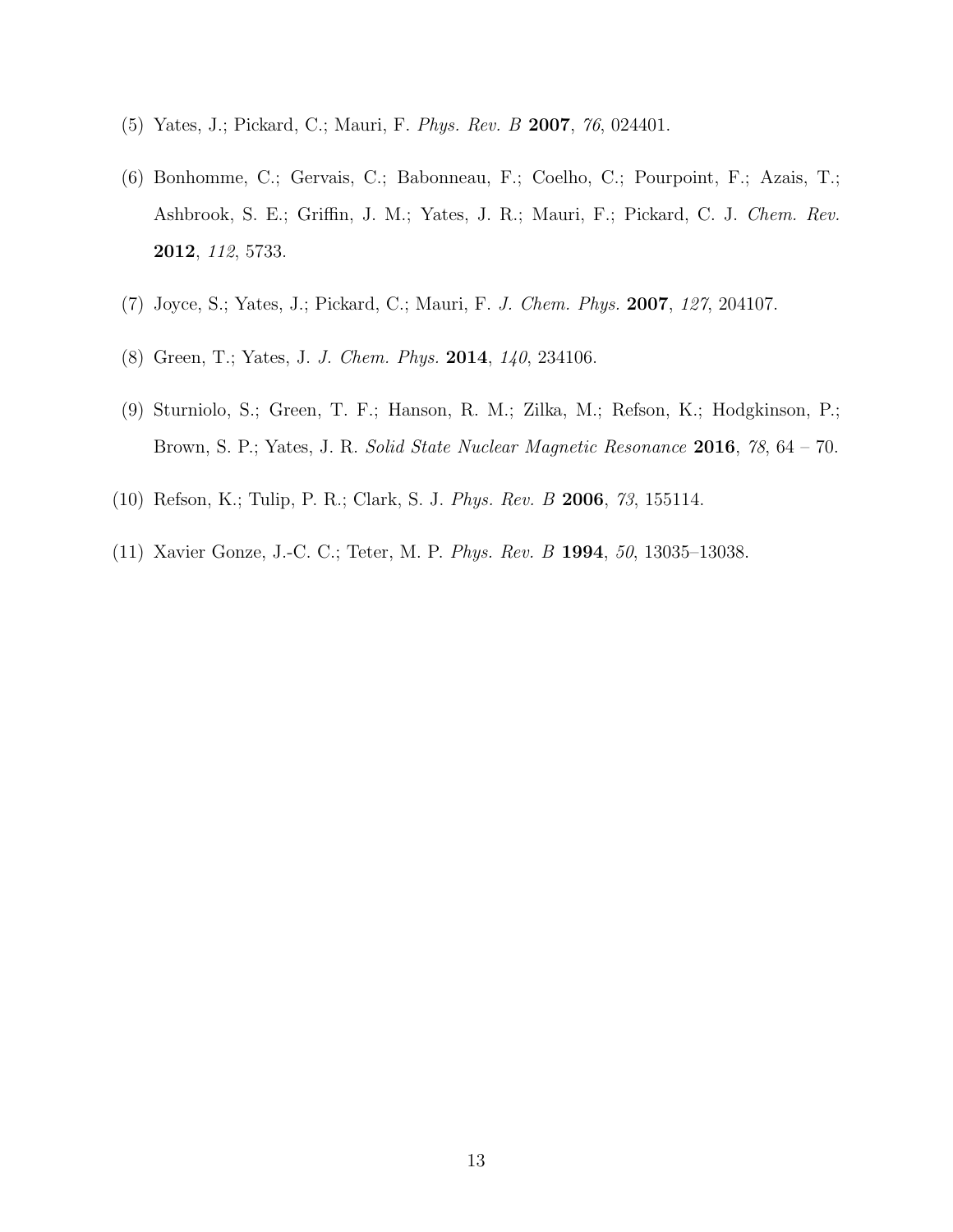(5) Yates, J.; Pickard, C.; Mauri, F. *Phys. Rev. B* **2007**, *76*, 024401.

(6) Bonhomme, C.; Gervais, C.; Babonneau, F.; Coelho, C.; Pourpoint, F.; Azais, T.; Ashbrook, S. E.; Griffin, J. M.; Yates, J. R.; Mauri, F.; Pickard, C. J. *Chem. Rev.* **2012**, *112*, 5733.

(7) Joyce, S.; Yates, J.; Pickard, C.; Mauri, F. *J. Chem. Phys.* **2007**, *127*, 204107.

(8) Green, T.; Yates, J. *J. Chem. Phys.* **2014**, *140*, 234106.

(9) Sturniolo, S.; Green, T. F.; Hanson, R. M.; Zilka, M.; Refson, K.; Hodgkinson, P.; Brown, S. P.; Yates, J. R. *Solid State Nuclear Magnetic Resonance* **2016**, *78*, 64 – 70.

(10) Refson, K.; Tulip, P. R.; Clark, S. J. *Phys. Rev. B* **2006**, *73*, 155114.

(11) Xavier Gonze, J.-C. C.; Teter, M. P. *Phys. Rev. B* **1994**, *50*, 13035–13038.